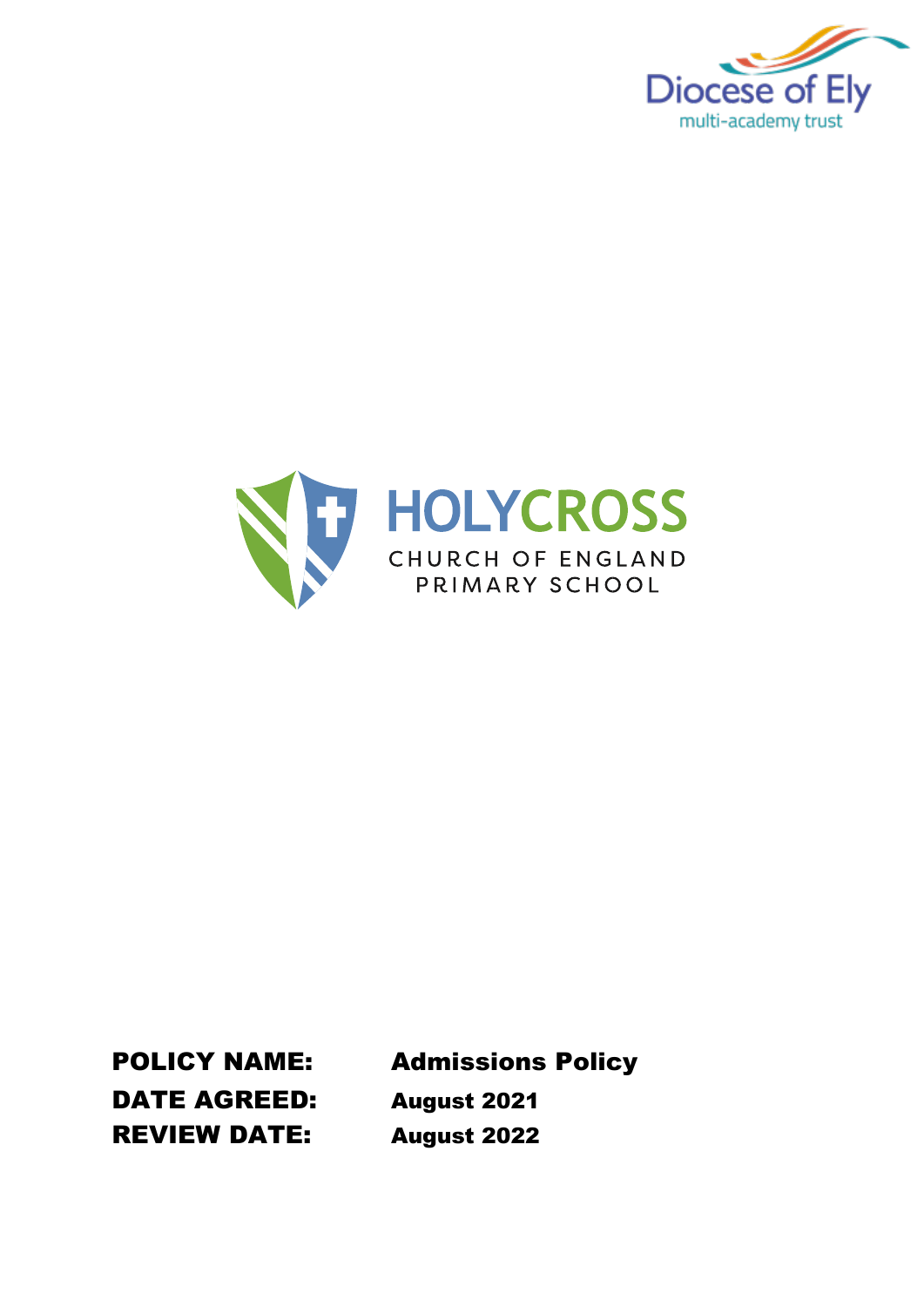Diocese of Ely
multi-academy trust

HOLYCROSS
CHURCH OF ENGLAND
PRIMARY SCHOOL

| | |
|---|---|
| **POLICY NAME:** | **Admissions Policy** |
| **DATE AGREED:** | **August 2021** |
| **REVIEW DATE:** | **August 2022** |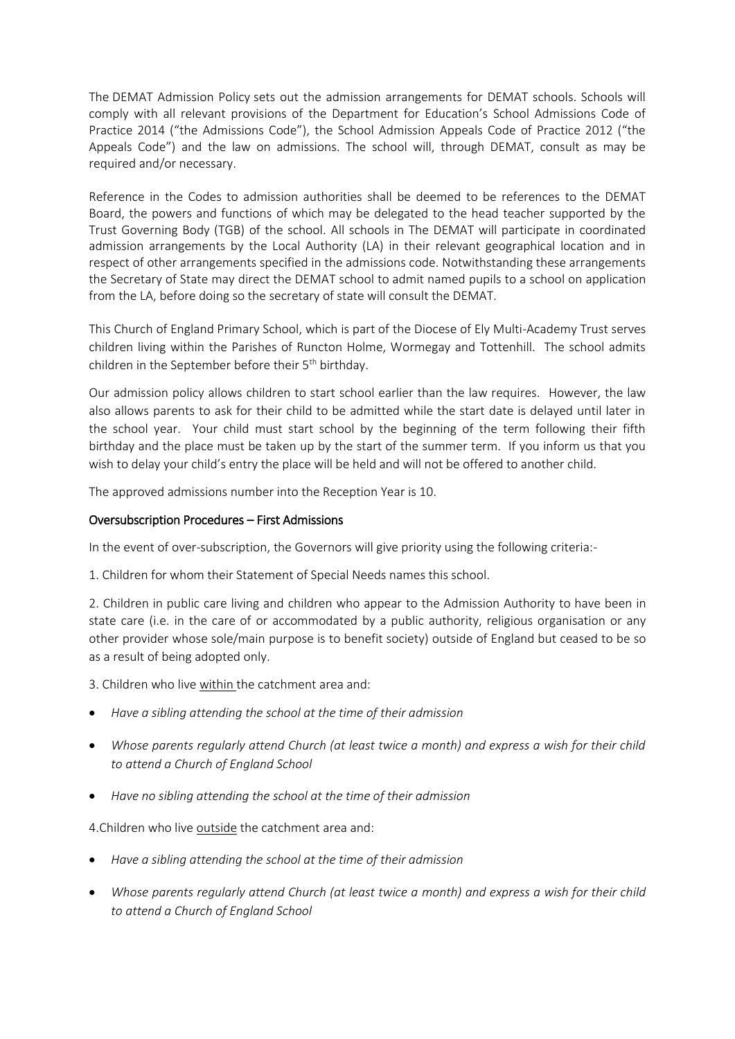The DEMAT Admission Policy sets out the admission arrangements for DEMAT schools. Schools will comply with all relevant provisions of the Department for Education's School Admissions Code of Practice 2014 ("the Admissions Code"), the School Admission Appeals Code of Practice 2012 ("the Appeals Code") and the law on admissions. The school will, through DEMAT, consult as may be required and/or necessary.

Reference in the Codes to admission authorities shall be deemed to be references to the DEMAT Board, the powers and functions of which may be delegated to the head teacher supported by the Trust Governing Body (TGB) of the school. All schools in The DEMAT will participate in coordinated admission arrangements by the Local Authority (LA) in their relevant geographical location and in respect of other arrangements specified in the admissions code. Notwithstanding these arrangements the Secretary of State may direct the DEMAT school to admit named pupils to a school on application from the LA, before doing so the secretary of state will consult the DEMAT.

This Church of England Primary School, which is part of the Diocese of Ely Multi-Academy Trust serves children living within the Parishes of Runcton Holme, Wormegay and Tottenhill. The school admits children in the September before their 5th birthday.

Our admission policy allows children to start school earlier than the law requires. However, the law also allows parents to ask for their child to be admitted while the start date is delayed until later in the school year. Your child must start school by the beginning of the term following their fifth birthday and the place must be taken up by the start of the summer term. If you inform us that you wish to delay your child's entry the place will be held and will not be offered to another child.

The approved admissions number into the Reception Year is 10.

## Oversubscription Procedures – First Admissions

In the event of over-subscription, the Governors will give priority using the following criteria:-

1. Children for whom their Statement of Special Needs names this school.

2. Children in public care living and children who appear to the Admission Authority to have been in state care (i.e. in the care of or accommodated by a public authority, religious organisation or any other provider whose sole/main purpose is to benefit society) outside of England but ceased to be so as a result of being adopted only.

3. Children who live within the catchment area and:

- *Have a sibling attending the school at the time of their admission*
- *Whose parents regularly attend Church (at least twice a month) and express a wish for their child to attend a Church of England School*
- *Have no sibling attending the school at the time of their admission*

4. Children who live outside the catchment area and:

- *Have a sibling attending the school at the time of their admission*
- *Whose parents regularly attend Church (at least twice a month) and express a wish for their child to attend a Church of England School*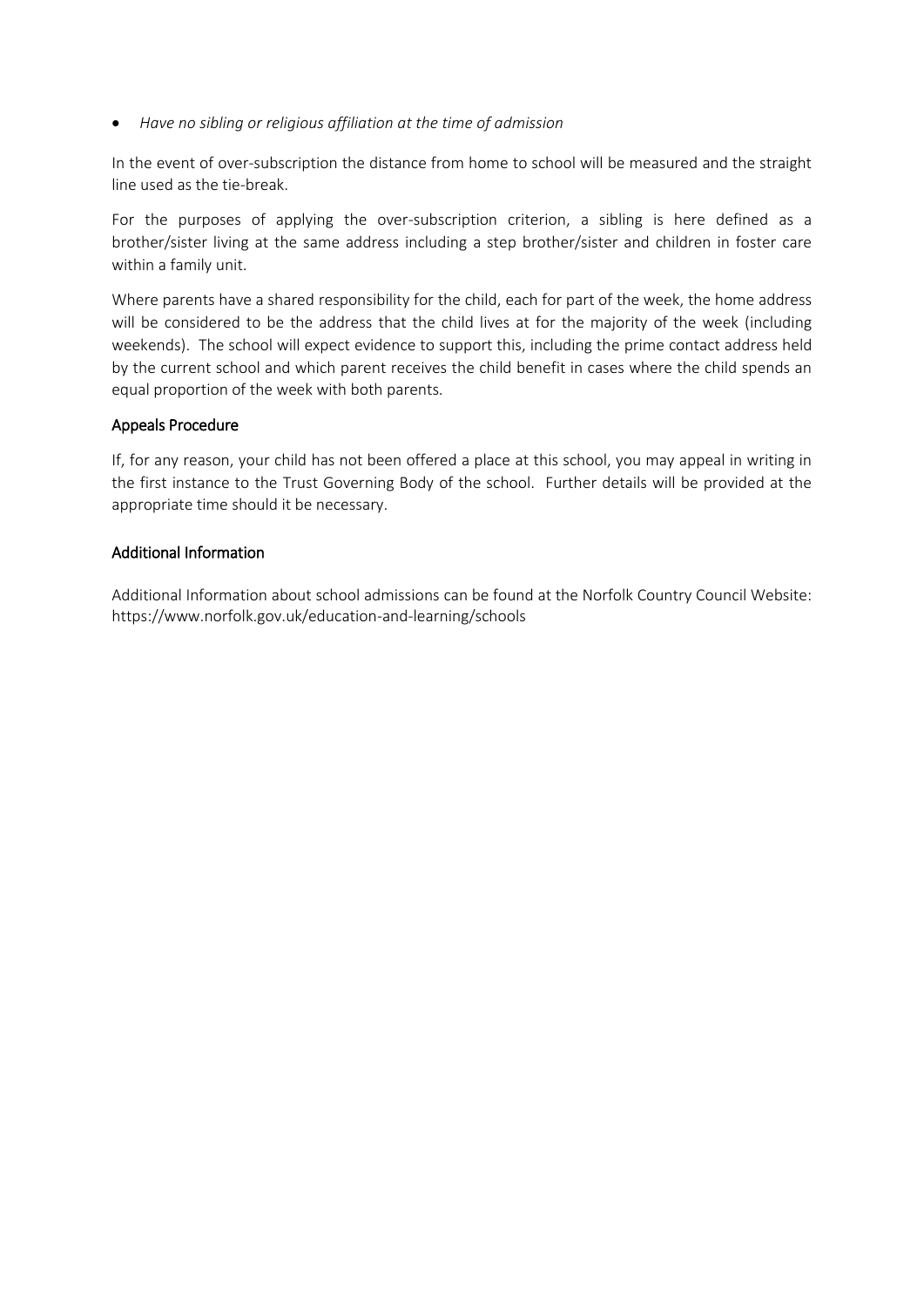- *Have no sibling or religious affiliation at the time of admission*

In the event of over-subscription the distance from home to school will be measured and the straight line used as the tie-break.

For the purposes of applying the over-subscription criterion, a sibling is here defined as a brother/sister living at the same address including a step brother/sister and children in foster care within a family unit.

Where parents have a shared responsibility for the child, each for part of the week, the home address will be considered to be the address that the child lives at for the majority of the week (including weekends). The school will expect evidence to support this, including the prime contact address held by the current school and which parent receives the child benefit in cases where the child spends an equal proportion of the week with both parents.

## Appeals Procedure

If, for any reason, your child has not been offered a place at this school, you may appeal in writing in the first instance to the Trust Governing Body of the school. Further details will be provided at the appropriate time should it be necessary.

## Additional Information

Additional Information about school admissions can be found at the Norfolk Country Council Website: https://www.norfolk.gov.uk/education-and-learning/schools